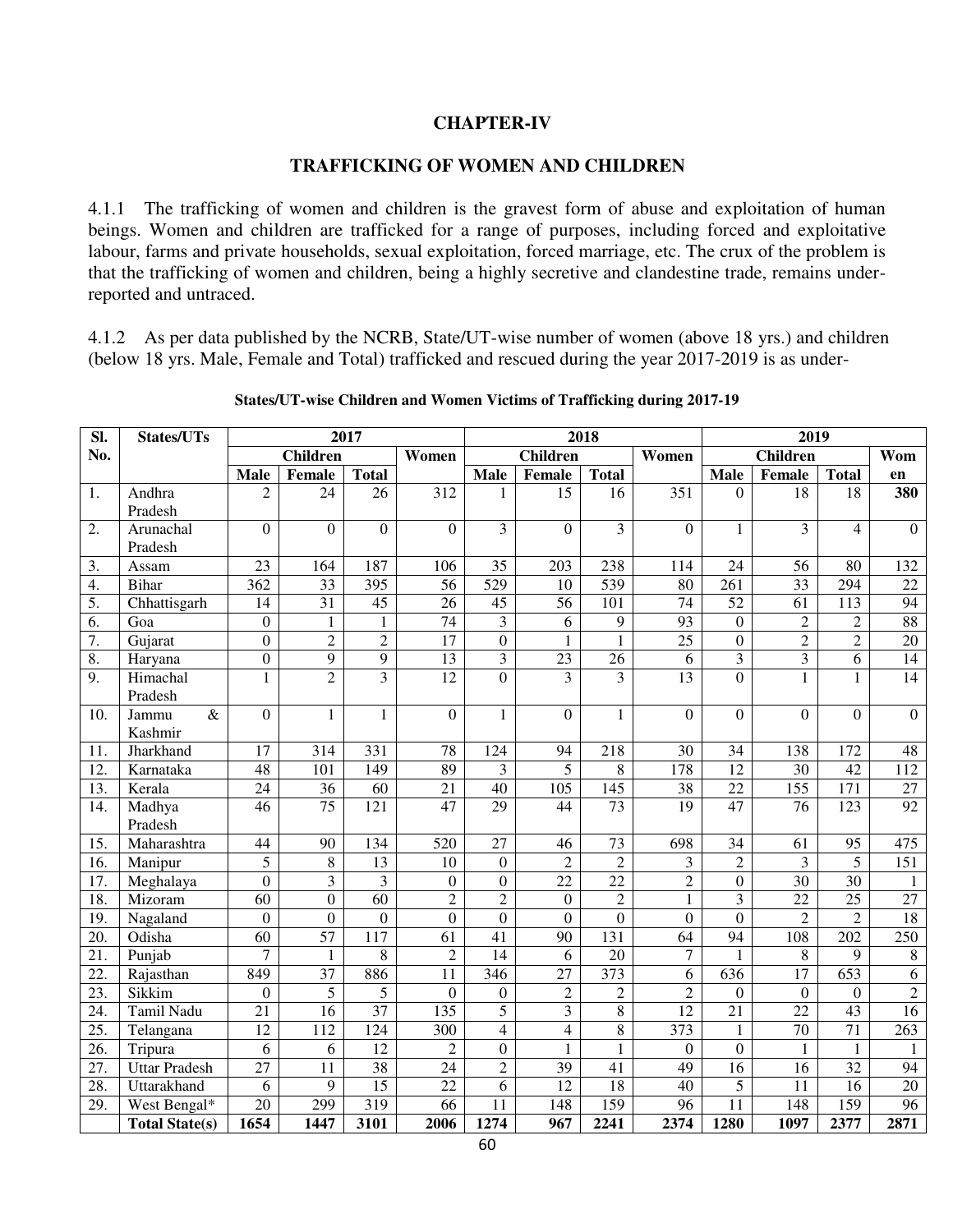## CHAPTER-IV

## TRAFFICKING OF WOMEN AND CHILDREN

4.1.1 The trafficking of women and children is the gravest form of abuse and exploitation of human beings. Women and children are trafficked for a range of purposes, including forced and exploitative labour, farms and private households, sexual exploitation, forced marriage, etc. The crux of the problem is that the trafficking of women and children, being a highly secretive and clandestine trade, remains under-reported and untraced.

4.1.2 As per data published by the NCRB, State/UT-wise number of women (above 18 yrs.) and children (below 18 yrs. Male, Female and Total) trafficked and rescued during the year 2017-2019 is as under-

**States/UT-wise Children and Women Victims of Trafficking during 2017-19**

| Sl. No. | States/UTs | 2017 | | | | 2018 | | | | 2019 | | | |
|---|---|---|---|---|---|---|---|---|---|---|---|---|---|
| | | Children | | | Women | Children | | | Women | Children | | | Women |
| | | Male | Female | Total | | Male | Female | Total | | Male | Female | Total | |
| 1. | Andhra Pradesh | 2 | 24 | 26 | 312 | 1 | 15 | 16 | 351 | 0 | 18 | 18 | **380** |
| 2. | Arunachal Pradesh | 0 | 0 | 0 | 0 | 3 | 0 | 3 | 0 | 1 | 3 | 4 | 0 |
| 3. | Assam | 23 | 164 | 187 | 106 | 35 | 203 | 238 | 114 | 24 | 56 | 80 | 132 |
| 4. | Bihar | 362 | 33 | 395 | 56 | 529 | 10 | 539 | 80 | 261 | 33 | 294 | 22 |
| 5. | Chhattisgarh | 14 | 31 | 45 | 26 | 45 | 56 | 101 | 74 | 52 | 61 | 113 | 94 |
| 6. | Goa | 0 | 1 | 1 | 74 | 3 | 6 | 9 | 93 | 0 | 2 | 2 | 88 |
| 7. | Gujarat | 0 | 2 | 2 | 17 | 0 | 1 | 1 | 25 | 0 | 2 | 2 | 20 |
| 8. | Haryana | 0 | 9 | 9 | 13 | 3 | 23 | 26 | 6 | 3 | 3 | 6 | 14 |
| 9. | Himachal Pradesh | 1 | 2 | 3 | 12 | 0 | 3 | 3 | 13 | 0 | 1 | 1 | 14 |
| 10. | Jammu & Kashmir | 0 | 1 | 1 | 0 | 1 | 0 | 1 | 0 | 0 | 0 | 0 | 0 |
| 11. | Jharkhand | 17 | 314 | 331 | 78 | 124 | 94 | 218 | 30 | 34 | 138 | 172 | 48 |
| 12. | Karnataka | 48 | 101 | 149 | 89 | 3 | 5 | 8 | 178 | 12 | 30 | 42 | 112 |
| 13. | Kerala | 24 | 36 | 60 | 21 | 40 | 105 | 145 | 38 | 22 | 155 | 171 | 27 |
| 14. | Madhya Pradesh | 46 | 75 | 121 | 47 | 29 | 44 | 73 | 19 | 47 | 76 | 123 | 92 |
| 15. | Maharashtra | 44 | 90 | 134 | 520 | 27 | 46 | 73 | 698 | 34 | 61 | 95 | 475 |
| 16. | Manipur | 5 | 8 | 13 | 10 | 0 | 2 | 2 | 3 | 2 | 3 | 5 | 151 |
| 17. | Meghalaya | 0 | 3 | 3 | 0 | 0 | 22 | 22 | 2 | 0 | 30 | 30 | 1 |
| 18. | Mizoram | 60 | 0 | 60 | 2 | 2 | 0 | 2 | 1 | 3 | 22 | 25 | 27 |
| 19. | Nagaland | 0 | 0 | 0 | 0 | 0 | 0 | 0 | 0 | 0 | 2 | 2 | 18 |
| 20. | Odisha | 60 | 57 | 117 | 61 | 41 | 90 | 131 | 64 | 94 | 108 | 202 | 250 |
| 21. | Punjab | 7 | 1 | 8 | 2 | 14 | 6 | 20 | 7 | 1 | 8 | 9 | 8 |
| 22. | Rajasthan | 849 | 37 | 886 | 11 | 346 | 27 | 373 | 6 | 636 | 17 | 653 | 6 |
| 23. | Sikkim | 0 | 5 | 5 | 0 | 0 | 2 | 2 | 2 | 0 | 0 | 0 | 2 |
| 24. | Tamil Nadu | 21 | 16 | 37 | 135 | 5 | 3 | 8 | 12 | 21 | 22 | 43 | 16 |
| 25. | Telangana | 12 | 112 | 124 | 300 | 4 | 4 | 8 | 373 | 1 | 70 | 71 | 263 |
| 26. | Tripura | 6 | 6 | 12 | 2 | 0 | 1 | 1 | 0 | 0 | 1 | 1 | 1 |
| 27. | Uttar Pradesh | 27 | 11 | 38 | 24 | 2 | 39 | 41 | 49 | 16 | 16 | 32 | 94 |
| 28. | Uttarakhand | 6 | 9 | 15 | 22 | 6 | 12 | 18 | 40 | 5 | 11 | 16 | 20 |
| 29. | West Bengal* | 20 | 299 | 319 | 66 | 11 | 148 | 159 | 96 | 11 | 148 | 159 | 96 |
| | **Total State(s)** | **1654** | **1447** | **3101** | **2006** | **1274** | **967** | **2241** | **2374** | **1280** | **1097** | **2377** | **2871** |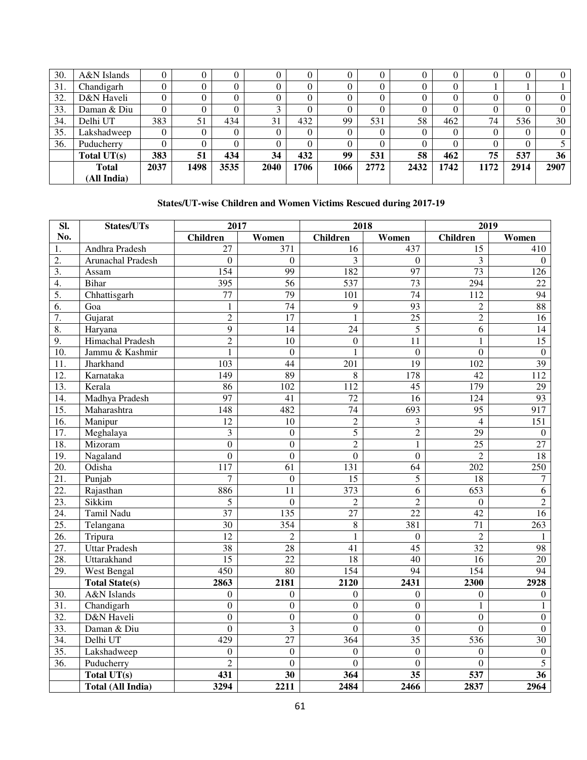| 30. | A&N Islands | 0 | 0 | 0 | 0 | 0 | 0 | 0 | 0 | 0 | 0 | 0 | 0 |
|---|---|---|---|---|---|---|---|---|---|---|---|---|---|
| 31. | Chandigarh | 0 | 0 | 0 | 0 | 0 | 0 | 0 | 0 | 0 | 1 | 1 | 1 |
| 32. | D&N Haveli | 0 | 0 | 0 | 0 | 0 | 0 | 0 | 0 | 0 | 0 | 0 | 0 |
| 33. | Daman & Diu | 0 | 0 | 0 | 3 | 0 | 0 | 0 | 0 | 0 | 0 | 0 | 0 |
| 34. | Delhi UT | 383 | 51 | 434 | 31 | 432 | 99 | 531 | 58 | 462 | 74 | 536 | 30 |
| 35. | Lakshadweep | 0 | 0 | 0 | 0 | 0 | 0 | 0 | 0 | 0 | 0 | 0 | 0 |
| 36. | Puducherry | 0 | 0 | 0 | 0 | 0 | 0 | 0 | 0 | 0 | 0 | 0 | 5 |
| | **Total UT(s)** | **383** | **51** | **434** | **34** | **432** | **99** | **531** | **58** | **462** | **75** | **537** | **36** |
| | **Total (All India)** | **2037** | **1498** | **3535** | **2040** | **1706** | **1066** | **2772** | **2432** | **1742** | **1172** | **2914** | **2907** |

**States/UT-wise Children and Women Victims Rescued during 2017-19**

| Sl. No. | States/UTs | 2017 | | 2018 | | 2019 | |
|---|---|---|---|---|---|---|---|
| | | **Children** | **Women** | **Children** | **Women** | **Children** | **Women** |
| 1. | Andhra Pradesh | 27 | 371 | 16 | 437 | 15 | 410 |
| 2. | Arunachal Pradesh | 0 | 0 | 3 | 0 | 3 | 0 |
| 3. | Assam | 154 | 99 | 182 | 97 | 73 | 126 |
| 4. | Bihar | 395 | 56 | 537 | 73 | 294 | 22 |
| 5. | Chhattisgarh | 77 | 79 | 101 | 74 | 112 | 94 |
| 6. | Goa | 1 | 74 | 9 | 93 | 2 | 88 |
| 7. | Gujarat | 2 | 17 | 1 | 25 | 2 | 16 |
| 8. | Haryana | 9 | 14 | 24 | 5 | 6 | 14 |
| 9. | Himachal Pradesh | 2 | 10 | 0 | 11 | 1 | 15 |
| 10. | Jammu & Kashmir | 1 | 0 | 1 | 0 | 0 | 0 |
| 11. | Jharkhand | 103 | 44 | 201 | 19 | 102 | 39 |
| 12. | Karnataka | 149 | 89 | 8 | 178 | 42 | 112 |
| 13. | Kerala | 86 | 102 | 112 | 45 | 179 | 29 |
| 14. | Madhya Pradesh | 97 | 41 | 72 | 16 | 124 | 93 |
| 15. | Maharashtra | 148 | 482 | 74 | 693 | 95 | 917 |
| 16. | Manipur | 12 | 10 | 2 | 3 | 4 | 151 |
| 17. | Meghalaya | 3 | 0 | 5 | 2 | 29 | 0 |
| 18. | Mizoram | 0 | 0 | 2 | 1 | 25 | 27 |
| 19. | Nagaland | 0 | 0 | 0 | 0 | 2 | 18 |
| 20. | Odisha | 117 | 61 | 131 | 64 | 202 | 250 |
| 21. | Punjab | 7 | 0 | 15 | 5 | 18 | 7 |
| 22. | Rajasthan | 886 | 11 | 373 | 6 | 653 | 6 |
| 23. | Sikkim | 5 | 0 | 2 | 2 | 0 | 2 |
| 24. | Tamil Nadu | 37 | 135 | 27 | 22 | 42 | 16 |
| 25. | Telangana | 30 | 354 | 8 | 381 | 71 | 263 |
| 26. | Tripura | 12 | 2 | 1 | 0 | 2 | 1 |
| 27. | Uttar Pradesh | 38 | 28 | 41 | 45 | 32 | 98 |
| 28. | Uttarakhand | 15 | 22 | 18 | 40 | 16 | 20 |
| 29. | West Bengal | 450 | 80 | 154 | 94 | 154 | 94 |
| | **Total State(s)** | **2863** | **2181** | **2120** | **2431** | **2300** | **2928** |
| 30. | A&N Islands | 0 | 0 | 0 | 0 | 0 | 0 |
| 31. | Chandigarh | 0 | 0 | 0 | 0 | 1 | 1 |
| 32. | D&N Haveli | 0 | 0 | 0 | 0 | 0 | 0 |
| 33. | Daman & Diu | 0 | 3 | 0 | 0 | 0 | 0 |
| 34. | Delhi UT | 429 | 27 | 364 | 35 | 536 | 30 |
| 35. | Lakshadweep | 0 | 0 | 0 | 0 | 0 | 0 |
| 36. | Puducherry | 2 | 0 | 0 | 0 | 0 | 5 |
| | **Total UT(s)** | **431** | **30** | **364** | **35** | **537** | **36** |
| | **Total (All India)** | **3294** | **2211** | **2484** | **2466** | **2837** | **2964** |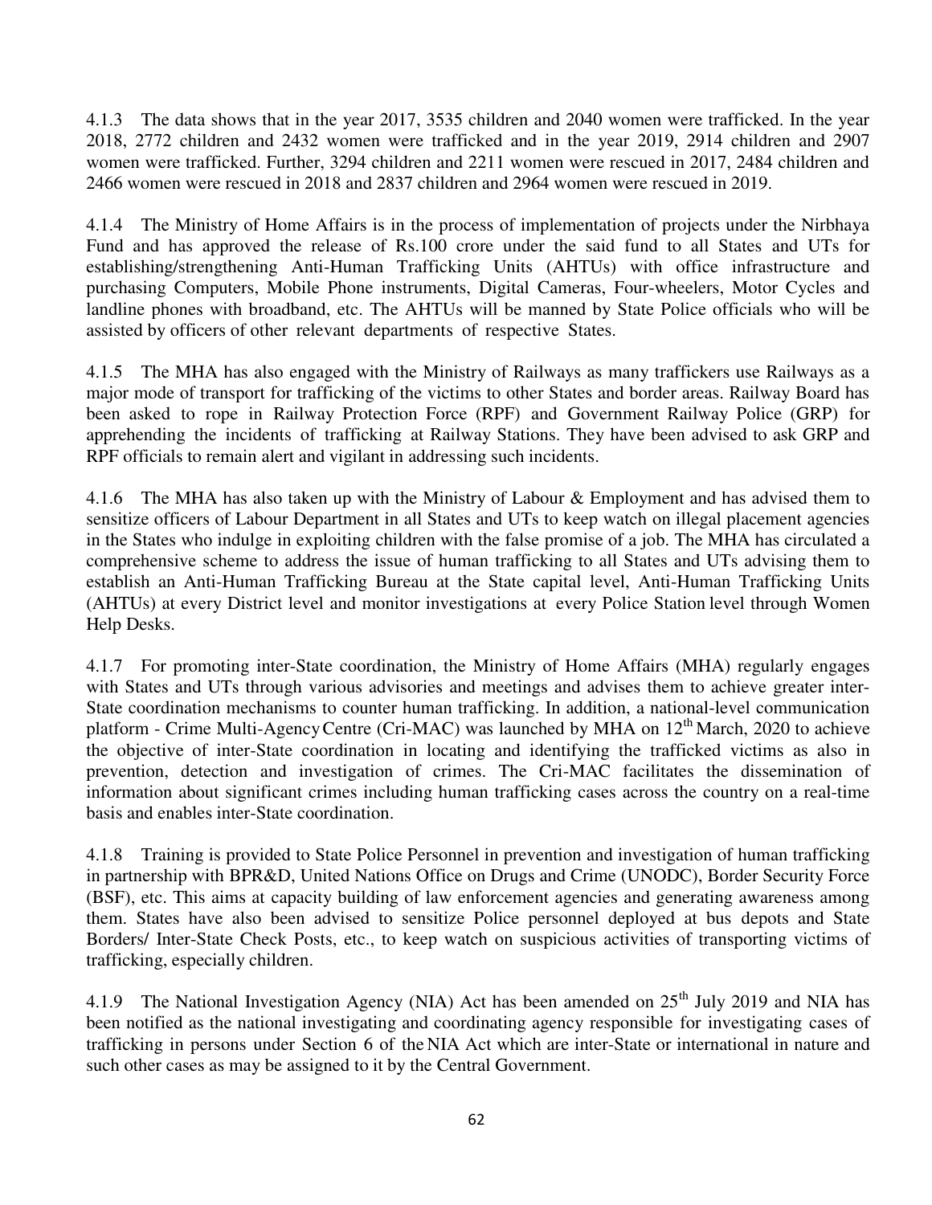4.1.3 The data shows that in the year 2017, 3535 children and 2040 women were trafficked. In the year 2018, 2772 children and 2432 women were trafficked and in the year 2019, 2914 children and 2907 women were trafficked. Further, 3294 children and 2211 women were rescued in 2017, 2484 children and 2466 women were rescued in 2018 and 2837 children and 2964 women were rescued in 2019.

4.1.4 The Ministry of Home Affairs is in the process of implementation of projects under the Nirbhaya Fund and has approved the release of Rs.100 crore under the said fund to all States and UTs for establishing/strengthening Anti-Human Trafficking Units (AHTUs) with office infrastructure and purchasing Computers, Mobile Phone instruments, Digital Cameras, Four-wheelers, Motor Cycles and landline phones with broadband, etc. The AHTUs will be manned by State Police officials who will be assisted by officers of other relevant departments of respective States.

4.1.5 The MHA has also engaged with the Ministry of Railways as many traffickers use Railways as a major mode of transport for trafficking of the victims to other States and border areas. Railway Board has been asked to rope in Railway Protection Force (RPF) and Government Railway Police (GRP) for apprehending the incidents of trafficking at Railway Stations. They have been advised to ask GRP and RPF officials to remain alert and vigilant in addressing such incidents.

4.1.6 The MHA has also taken up with the Ministry of Labour & Employment and has advised them to sensitize officers of Labour Department in all States and UTs to keep watch on illegal placement agencies in the States who indulge in exploiting children with the false promise of a job. The MHA has circulated a comprehensive scheme to address the issue of human trafficking to all States and UTs advising them to establish an Anti-Human Trafficking Bureau at the State capital level, Anti-Human Trafficking Units (AHTUs) at every District level and monitor investigations at every Police Station level through Women Help Desks.

4.1.7 For promoting inter-State coordination, the Ministry of Home Affairs (MHA) regularly engages with States and UTs through various advisories and meetings and advises them to achieve greater inter-State coordination mechanisms to counter human trafficking. In addition, a national-level communication platform - Crime Multi-Agency Centre (Cri-MAC) was launched by MHA on 12th March, 2020 to achieve the objective of inter-State coordination in locating and identifying the trafficked victims as also in prevention, detection and investigation of crimes. The Cri-MAC facilitates the dissemination of information about significant crimes including human trafficking cases across the country on a real-time basis and enables inter-State coordination.

4.1.8 Training is provided to State Police Personnel in prevention and investigation of human trafficking in partnership with BPR&D, United Nations Office on Drugs and Crime (UNODC), Border Security Force (BSF), etc. This aims at capacity building of law enforcement agencies and generating awareness among them. States have also been advised to sensitize Police personnel deployed at bus depots and State Borders/ Inter-State Check Posts, etc., to keep watch on suspicious activities of transporting victims of trafficking, especially children.

4.1.9 The National Investigation Agency (NIA) Act has been amended on 25th July 2019 and NIA has been notified as the national investigating and coordinating agency responsible for investigating cases of trafficking in persons under Section 6 of the NIA Act which are inter-State or international in nature and such other cases as may be assigned to it by the Central Government.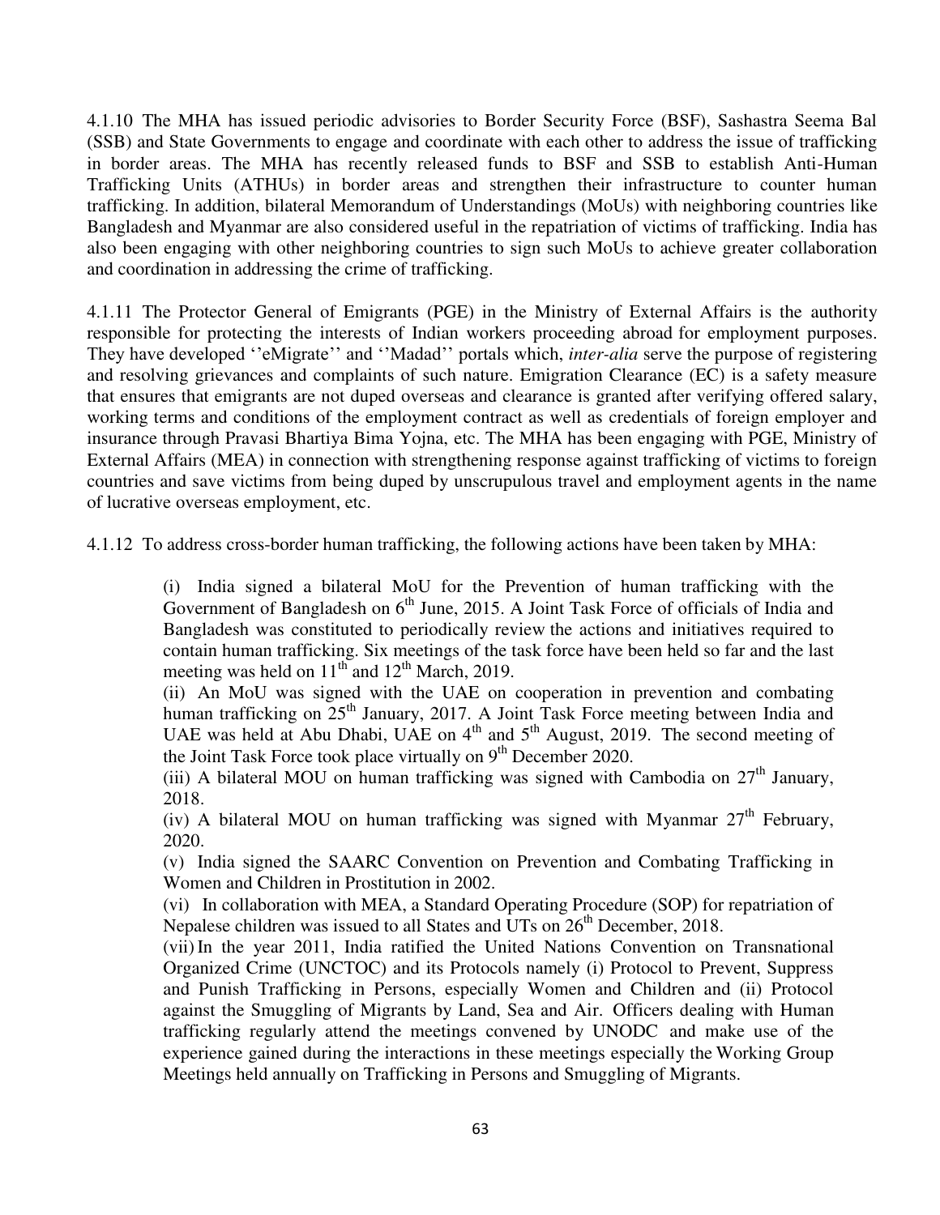4.1.10 The MHA has issued periodic advisories to Border Security Force (BSF), Sashastra Seema Bal (SSB) and State Governments to engage and coordinate with each other to address the issue of trafficking in border areas. The MHA has recently released funds to BSF and SSB to establish Anti-Human Trafficking Units (ATHUs) in border areas and strengthen their infrastructure to counter human trafficking. In addition, bilateral Memorandum of Understandings (MoUs) with neighboring countries like Bangladesh and Myanmar are also considered useful in the repatriation of victims of trafficking. India has also been engaging with other neighboring countries to sign such MoUs to achieve greater collaboration and coordination in addressing the crime of trafficking.

4.1.11 The Protector General of Emigrants (PGE) in the Ministry of External Affairs is the authority responsible for protecting the interests of Indian workers proceeding abroad for employment purposes. They have developed ''eMigrate'' and ''Madad'' portals which, *inter-alia* serve the purpose of registering and resolving grievances and complaints of such nature. Emigration Clearance (EC) is a safety measure that ensures that emigrants are not duped overseas and clearance is granted after verifying offered salary, working terms and conditions of the employment contract as well as credentials of foreign employer and insurance through Pravasi Bhartiya Bima Yojna, etc. The MHA has been engaging with PGE, Ministry of External Affairs (MEA) in connection with strengthening response against trafficking of victims to foreign countries and save victims from being duped by unscrupulous travel and employment agents in the name of lucrative overseas employment, etc.

4.1.12 To address cross-border human trafficking, the following actions have been taken by MHA:

(i) India signed a bilateral MoU for the Prevention of human trafficking with the Government of Bangladesh on 6th June, 2015. A Joint Task Force of officials of India and Bangladesh was constituted to periodically review the actions and initiatives required to contain human trafficking. Six meetings of the task force have been held so far and the last meeting was held on 11th and 12th March, 2019.

(ii) An MoU was signed with the UAE on cooperation in prevention and combating human trafficking on 25th January, 2017. A Joint Task Force meeting between India and UAE was held at Abu Dhabi, UAE on 4th and 5th August, 2019. The second meeting of the Joint Task Force took place virtually on 9th December 2020.

(iii) A bilateral MOU on human trafficking was signed with Cambodia on 27th January, 2018.

(iv) A bilateral MOU on human trafficking was signed with Myanmar 27th February, 2020.

(v) India signed the SAARC Convention on Prevention and Combating Trafficking in Women and Children in Prostitution in 2002.

(vi) In collaboration with MEA, a Standard Operating Procedure (SOP) for repatriation of Nepalese children was issued to all States and UTs on 26th December, 2018.

(vii) In the year 2011, India ratified the United Nations Convention on Transnational Organized Crime (UNCTOC) and its Protocols namely (i) Protocol to Prevent, Suppress and Punish Trafficking in Persons, especially Women and Children and (ii) Protocol against the Smuggling of Migrants by Land, Sea and Air. Officers dealing with Human trafficking regularly attend the meetings convened by UNODC and make use of the experience gained during the interactions in these meetings especially the Working Group Meetings held annually on Trafficking in Persons and Smuggling of Migrants.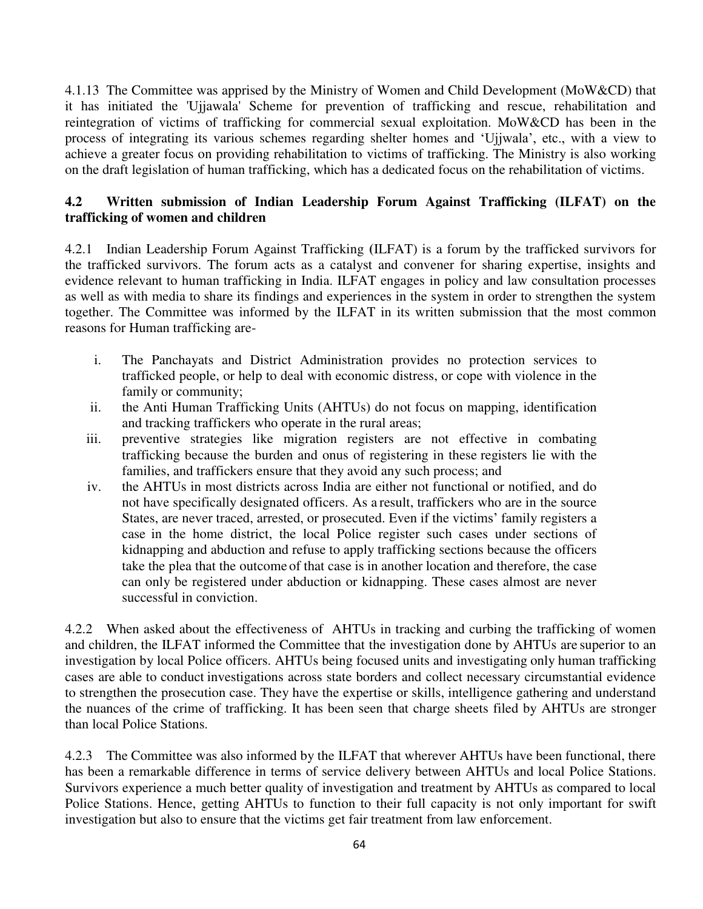4.1.13 The Committee was apprised by the Ministry of Women and Child Development (MoW&CD) that it has initiated the 'Ujjawala' Scheme for prevention of trafficking and rescue, rehabilitation and reintegration of victims of trafficking for commercial sexual exploitation. MoW&CD has been in the process of integrating its various schemes regarding shelter homes and 'Ujjwala', etc., with a view to achieve a greater focus on providing rehabilitation to victims of trafficking. The Ministry is also working on the draft legislation of human trafficking, which has a dedicated focus on the rehabilitation of victims.

### 4.2 Written submission of Indian Leadership Forum Against Trafficking (ILFAT) on the trafficking of women and children

4.2.1 Indian Leadership Forum Against Trafficking (ILFAT) is a forum by the trafficked survivors for the trafficked survivors. The forum acts as a catalyst and convener for sharing expertise, insights and evidence relevant to human trafficking in India. ILFAT engages in policy and law consultation processes as well as with media to share its findings and experiences in the system in order to strengthen the system together. The Committee was informed by the ILFAT in its written submission that the most common reasons for Human trafficking are-

i. The Panchayats and District Administration provides no protection services to trafficked people, or help to deal with economic distress, or cope with violence in the family or community;
ii. the Anti Human Trafficking Units (AHTUs) do not focus on mapping, identification and tracking traffickers who operate in the rural areas;
iii. preventive strategies like migration registers are not effective in combating trafficking because the burden and onus of registering in these registers lie with the families, and traffickers ensure that they avoid any such process; and
iv. the AHTUs in most districts across India are either not functional or notified, and do not have specifically designated officers. As a result, traffickers who are in the source States, are never traced, arrested, or prosecuted. Even if the victims' family registers a case in the home district, the local Police register such cases under sections of kidnapping and abduction and refuse to apply trafficking sections because the officers take the plea that the outcome of that case is in another location and therefore, the case can only be registered under abduction or kidnapping. These cases almost are never successful in conviction.

4.2.2 When asked about the effectiveness of AHTUs in tracking and curbing the trafficking of women and children, the ILFAT informed the Committee that the investigation done by AHTUs are superior to an investigation by local Police officers. AHTUs being focused units and investigating only human trafficking cases are able to conduct investigations across state borders and collect necessary circumstantial evidence to strengthen the prosecution case. They have the expertise or skills, intelligence gathering and understand the nuances of the crime of trafficking. It has been seen that charge sheets filed by AHTUs are stronger than local Police Stations.

4.2.3 The Committee was also informed by the ILFAT that wherever AHTUs have been functional, there has been a remarkable difference in terms of service delivery between AHTUs and local Police Stations. Survivors experience a much better quality of investigation and treatment by AHTUs as compared to local Police Stations. Hence, getting AHTUs to function to their full capacity is not only important for swift investigation but also to ensure that the victims get fair treatment from law enforcement.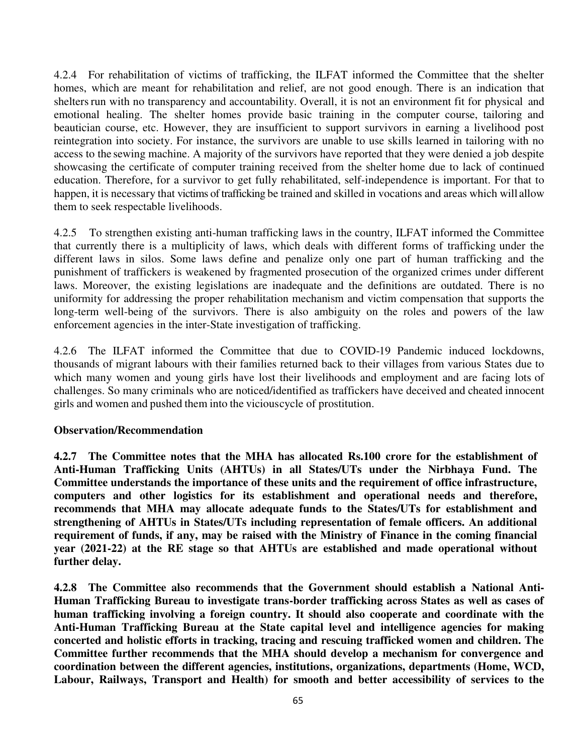4.2.4 For rehabilitation of victims of trafficking, the ILFAT informed the Committee that the shelter homes, which are meant for rehabilitation and relief, are not good enough. There is an indication that shelters run with no transparency and accountability. Overall, it is not an environment fit for physical and emotional healing. The shelter homes provide basic training in the computer course, tailoring and beautician course, etc. However, they are insufficient to support survivors in earning a livelihood post reintegration into society. For instance, the survivors are unable to use skills learned in tailoring with no access to the sewing machine. A majority of the survivors have reported that they were denied a job despite showcasing the certificate of computer training received from the shelter home due to lack of continued education. Therefore, for a survivor to get fully rehabilitated, self-independence is important. For that to happen, it is necessary that victims of trafficking be trained and skilled in vocations and areas which will allow them to seek respectable livelihoods.

4.2.5 To strengthen existing anti-human trafficking laws in the country, ILFAT informed the Committee that currently there is a multiplicity of laws, which deals with different forms of trafficking under the different laws in silos. Some laws define and penalize only one part of human trafficking and the punishment of traffickers is weakened by fragmented prosecution of the organized crimes under different laws. Moreover, the existing legislations are inadequate and the definitions are outdated. There is no uniformity for addressing the proper rehabilitation mechanism and victim compensation that supports the long-term well-being of the survivors. There is also ambiguity on the roles and powers of the law enforcement agencies in the inter-State investigation of trafficking.

4.2.6 The ILFAT informed the Committee that due to COVID-19 Pandemic induced lockdowns, thousands of migrant labours with their families returned back to their villages from various States due to which many women and young girls have lost their livelihoods and employment and are facing lots of challenges. So many criminals who are noticed/identified as traffickers have deceived and cheated innocent girls and women and pushed them into the viciouscycle of prostitution.

**Observation/Recommendation**

**4.2.7 The Committee notes that the MHA has allocated Rs.100 crore for the establishment of Anti-Human Trafficking Units (AHTUs) in all States/UTs under the Nirbhaya Fund. The Committee understands the importance of these units and the requirement of office infrastructure, computers and other logistics for its establishment and operational needs and therefore, recommends that MHA may allocate adequate funds to the States/UTs for establishment and strengthening of AHTUs in States/UTs including representation of female officers. An additional requirement of funds, if any, may be raised with the Ministry of Finance in the coming financial year (2021-22) at the RE stage so that AHTUs are established and made operational without further delay.**

**4.2.8 The Committee also recommends that the Government should establish a National Anti-Human Trafficking Bureau to investigate trans-border trafficking across States as well as cases of human trafficking involving a foreign country. It should also cooperate and coordinate with the Anti-Human Trafficking Bureau at the State capital level and intelligence agencies for making concerted and holistic efforts in tracking, tracing and rescuing trafficked women and children. The Committee further recommends that the MHA should develop a mechanism for convergence and coordination between the different agencies, institutions, organizations, departments (Home, WCD, Labour, Railways, Transport and Health) for smooth and better accessibility of services to the**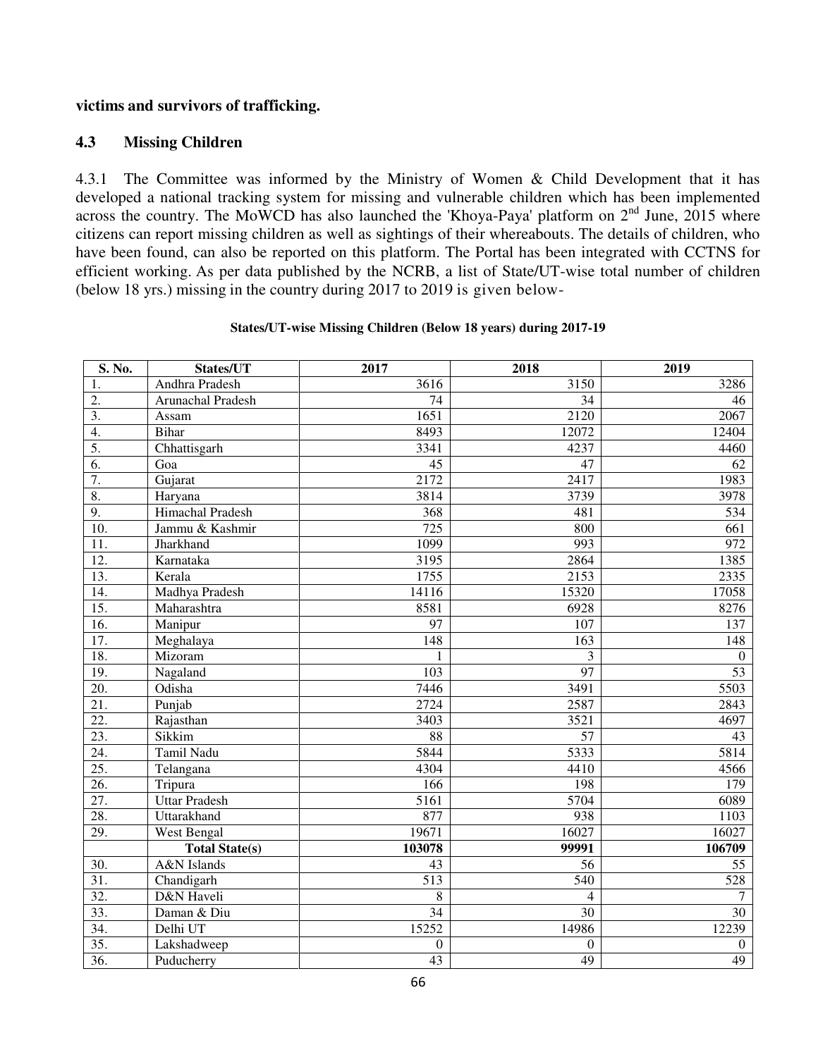**victims and survivors of trafficking.**

## 4.3 Missing Children

4.3.1 The Committee was informed by the Ministry of Women & Child Development that it has developed a national tracking system for missing and vulnerable children which has been implemented across the country. The MoWCD has also launched the 'Khoya-Paya' platform on 2nd June, 2015 where citizens can report missing children as well as sightings of their whereabouts. The details of children, who have been found, can also be reported on this platform. The Portal has been integrated with CCTNS for efficient working. As per data published by the NCRB, a list of State/UT-wise total number of children (below 18 yrs.) missing in the country during 2017 to 2019 is given below-

**States/UT-wise Missing Children (Below 18 years) during 2017-19**

| S. No. | States/UT | 2017 | 2018 | 2019 |
|---|---|---|---|---|
| 1. | Andhra Pradesh | 3616 | 3150 | 3286 |
| 2. | Arunachal Pradesh | 74 | 34 | 46 |
| 3. | Assam | 1651 | 2120 | 2067 |
| 4. | Bihar | 8493 | 12072 | 12404 |
| 5. | Chhattisgarh | 3341 | 4237 | 4460 |
| 6. | Goa | 45 | 47 | 62 |
| 7. | Gujarat | 2172 | 2417 | 1983 |
| 8. | Haryana | 3814 | 3739 | 3978 |
| 9. | Himachal Pradesh | 368 | 481 | 534 |
| 10. | Jammu & Kashmir | 725 | 800 | 661 |
| 11. | Jharkhand | 1099 | 993 | 972 |
| 12. | Karnataka | 3195 | 2864 | 1385 |
| 13. | Kerala | 1755 | 2153 | 2335 |
| 14. | Madhya Pradesh | 14116 | 15320 | 17058 |
| 15. | Maharashtra | 8581 | 6928 | 8276 |
| 16. | Manipur | 97 | 107 | 137 |
| 17. | Meghalaya | 148 | 163 | 148 |
| 18. | Mizoram | 1 | 3 | 0 |
| 19. | Nagaland | 103 | 97 | 53 |
| 20. | Odisha | 7446 | 3491 | 5503 |
| 21. | Punjab | 2724 | 2587 | 2843 |
| 22. | Rajasthan | 3403 | 3521 | 4697 |
| 23. | Sikkim | 88 | 57 | 43 |
| 24. | Tamil Nadu | 5844 | 5333 | 5814 |
| 25. | Telangana | 4304 | 4410 | 4566 |
| 26. | Tripura | 166 | 198 | 179 |
| 27. | Uttar Pradesh | 5161 | 5704 | 6089 |
| 28. | Uttarakhand | 877 | 938 | 1103 |
| 29. | West Bengal | 19671 | 16027 | 16027 |
| | **Total State(s)** | **103078** | **99991** | **106709** |
| 30. | A&N Islands | 43 | 56 | 55 |
| 31. | Chandigarh | 513 | 540 | 528 |
| 32. | D&N Haveli | 8 | 4 | 7 |
| 33. | Daman & Diu | 34 | 30 | 30 |
| 34. | Delhi UT | 15252 | 14986 | 12239 |
| 35. | Lakshadweep | 0 | 0 | 0 |
| 36. | Puducherry | 43 | 49 | 49 |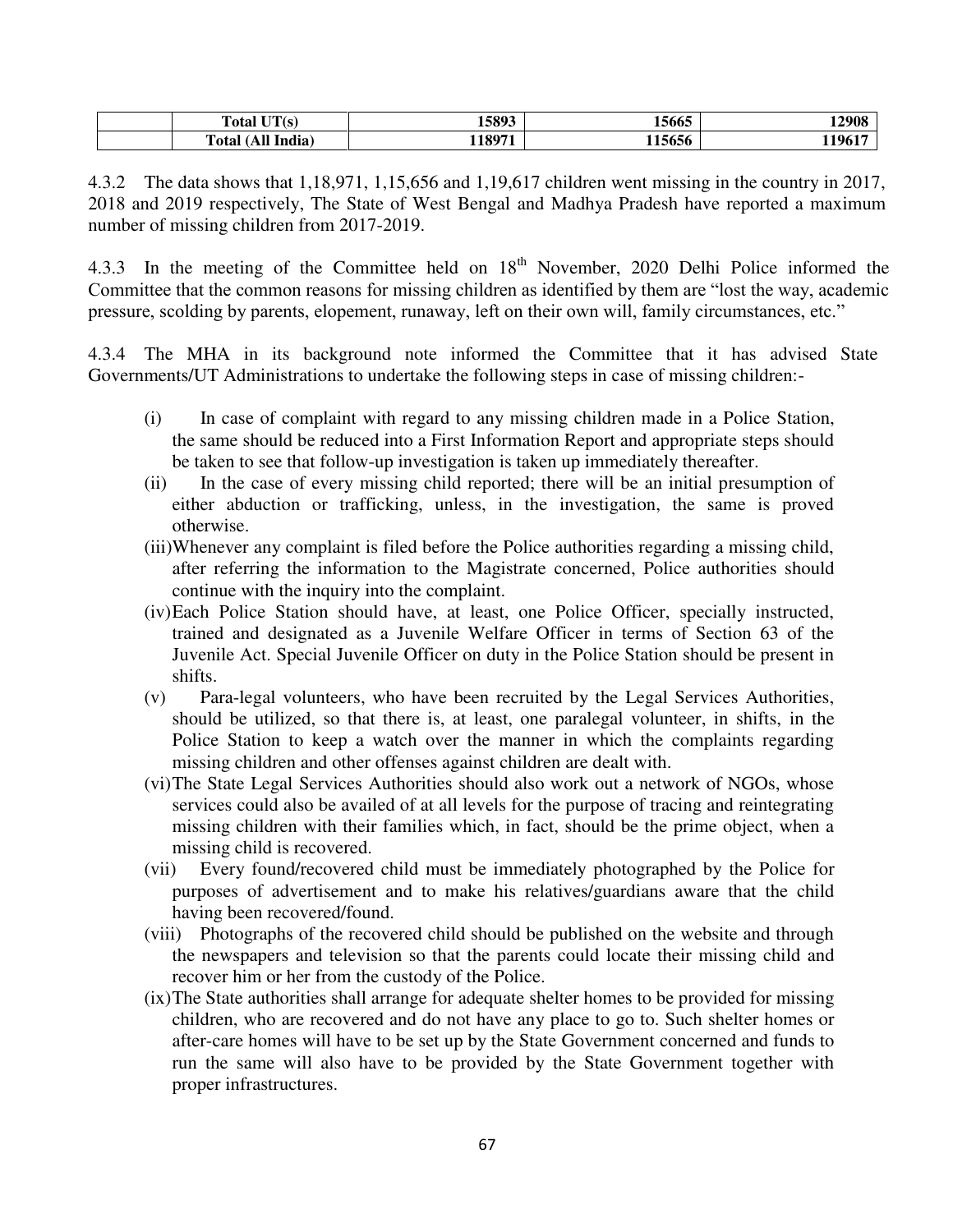|  | Total UT(s) | 15893 | 15665 | 12908 |
|---|---|---|---|---|
|  | Total (All India) | 118971 | 115656 | 119617 |

4.3.2 The data shows that 1,18,971, 1,15,656 and 1,19,617 children went missing in the country in 2017, 2018 and 2019 respectively, The State of West Bengal and Madhya Pradesh have reported a maximum number of missing children from 2017-2019.

4.3.3 In the meeting of the Committee held on 18th November, 2020 Delhi Police informed the Committee that the common reasons for missing children as identified by them are "lost the way, academic pressure, scolding by parents, elopement, runaway, left on their own will, family circumstances, etc."

4.3.4 The MHA in its background note informed the Committee that it has advised State Governments/UT Administrations to undertake the following steps in case of missing children:-

(i) In case of complaint with regard to any missing children made in a Police Station, the same should be reduced into a First Information Report and appropriate steps should be taken to see that follow-up investigation is taken up immediately thereafter.

(ii) In the case of every missing child reported; there will be an initial presumption of either abduction or trafficking, unless, in the investigation, the same is proved otherwise.

(iii) Whenever any complaint is filed before the Police authorities regarding a missing child, after referring the information to the Magistrate concerned, Police authorities should continue with the inquiry into the complaint.

(iv) Each Police Station should have, at least, one Police Officer, specially instructed, trained and designated as a Juvenile Welfare Officer in terms of Section 63 of the Juvenile Act. Special Juvenile Officer on duty in the Police Station should be present in shifts.

(v) Para-legal volunteers, who have been recruited by the Legal Services Authorities, should be utilized, so that there is, at least, one paralegal volunteer, in shifts, in the Police Station to keep a watch over the manner in which the complaints regarding missing children and other offenses against children are dealt with.

(vi) The State Legal Services Authorities should also work out a network of NGOs, whose services could also be availed of at all levels for the purpose of tracing and reintegrating missing children with their families which, in fact, should be the prime object, when a missing child is recovered.

(vii) Every found/recovered child must be immediately photographed by the Police for purposes of advertisement and to make his relatives/guardians aware that the child having been recovered/found.

(viii) Photographs of the recovered child should be published on the website and through the newspapers and television so that the parents could locate their missing child and recover him or her from the custody of the Police.

(ix) The State authorities shall arrange for adequate shelter homes to be provided for missing children, who are recovered and do not have any place to go to. Such shelter homes or after-care homes will have to be set up by the State Government concerned and funds to run the same will also have to be provided by the State Government together with proper infrastructures.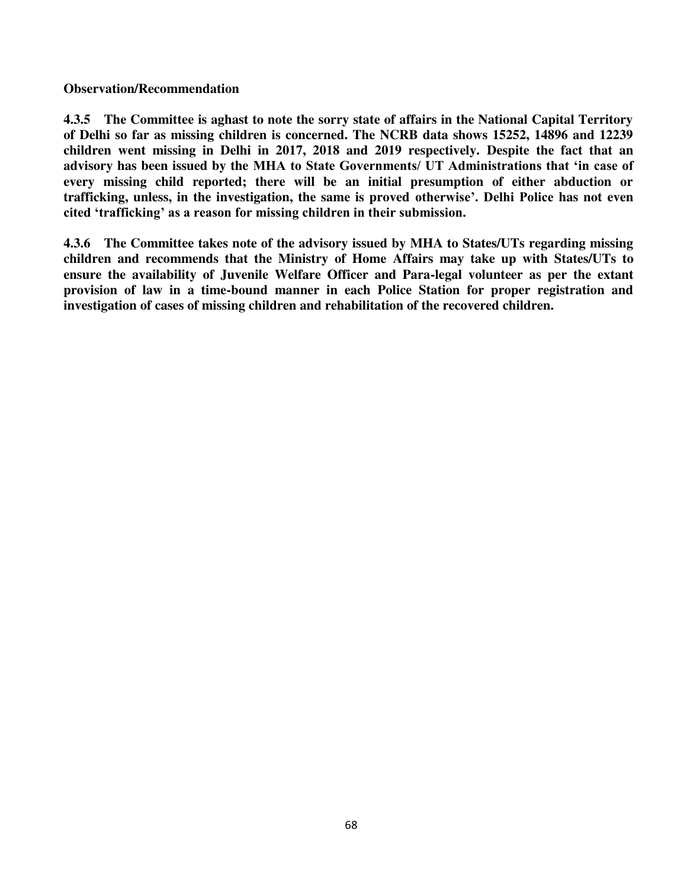**Observation/Recommendation**

**4.3.5 The Committee is aghast to note the sorry state of affairs in the National Capital Territory of Delhi so far as missing children is concerned. The NCRB data shows 15252, 14896 and 12239 children went missing in Delhi in 2017, 2018 and 2019 respectively. Despite the fact that an advisory has been issued by the MHA to State Governments/ UT Administrations that 'in case of every missing child reported; there will be an initial presumption of either abduction or trafficking, unless, in the investigation, the same is proved otherwise'. Delhi Police has not even cited 'trafficking' as a reason for missing children in their submission.**

**4.3.6 The Committee takes note of the advisory issued by MHA to States/UTs regarding missing children and recommends that the Ministry of Home Affairs may take up with States/UTs to ensure the availability of Juvenile Welfare Officer and Para-legal volunteer as per the extant provision of law in a time-bound manner in each Police Station for proper registration and investigation of cases of missing children and rehabilitation of the recovered children.**